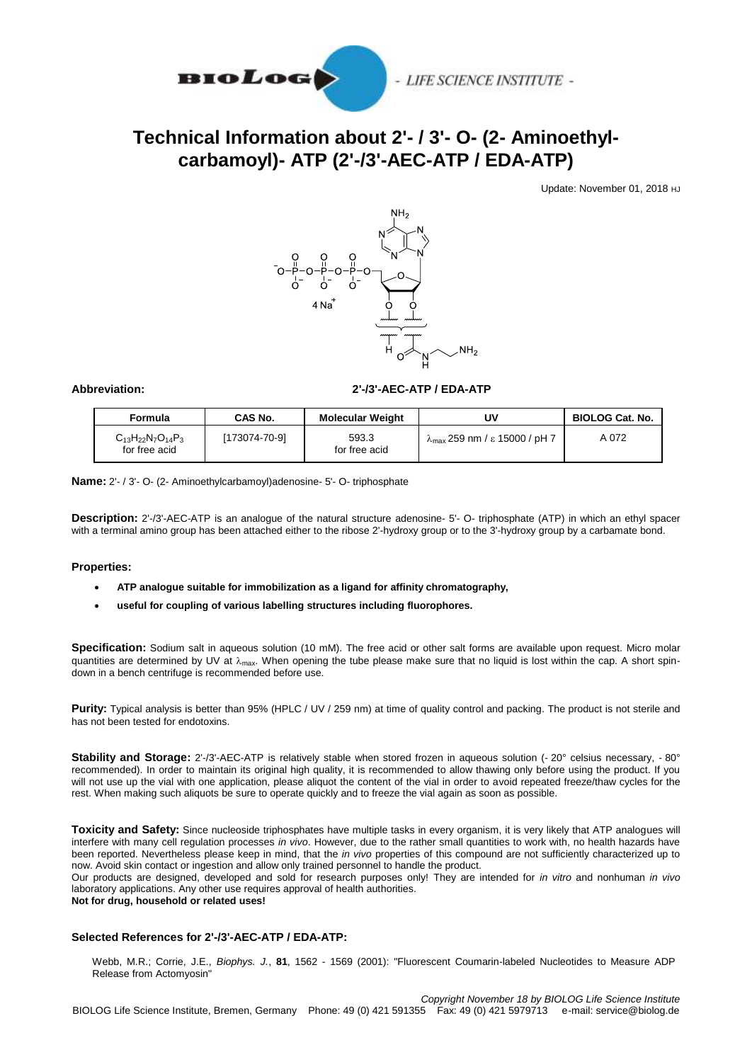# Technical Information about 2'- / 3'- O- (2- Aminoethyl-carbamoyl)- ATP (2'-/3'-AEC-ATP / EDA-ATP)

Update: November 01, 2018 HJ

**Abbreviation:** **2'-/3'-AEC-ATP / EDA-ATP**

| Formula | CAS No. | Molecular Weight | UV | BIOLOG Cat. No. |
|---|---|---|---|---|
| $C_{13}H_{22}N_7O_{14}P_3$ for free acid | [173074-70-9] | 593.3 for free acid | $\lambda_{max}$ 259 nm / $\varepsilon$ 15000 / pH 7 | A 072 |

**Name:** 2'- / 3'- O- (2- Aminoethylcarbamoyl)adenosine- 5'- O- triphosphate

**Description:** 2'-/3'-AEC-ATP is an analogue of the natural structure adenosine- 5'- O- triphosphate (ATP) in which an ethyl spacer with a terminal amino group has been attached either to the ribose 2'-hydroxy group or to the 3'-hydroxy group by a carbamate bond.

**Properties:**

- **ATP analogue suitable for immobilization as a ligand for affinity chromatography,**
- **useful for coupling of various labelling structures including fluorophores.**

**Specification:** Sodium salt in aqueous solution (10 mM). The free acid or other salt forms are available upon request. Micro molar quantities are determined by UV at $\lambda_{max}$. When opening the tube please make sure that no liquid is lost within the cap. A short spin-down in a bench centrifuge is recommended before use.

**Purity:** Typical analysis is better than 95% (HPLC / UV / 259 nm) at time of quality control and packing. The product is not sterile and has not been tested for endotoxins.

**Stability and Storage:** 2'-/3'-AEC-ATP is relatively stable when stored frozen in aqueous solution (- 20° celsius necessary, - 80° recommended). In order to maintain its original high quality, it is recommended to allow thawing only before using the product. If you will not use up the vial with one application, please aliquot the content of the vial in order to avoid repeated freeze/thaw cycles for the rest. When making such aliquots be sure to operate quickly and to freeze the vial again as soon as possible.

**Toxicity and Safety:** Since nucleoside triphosphates have multiple tasks in every organism, it is very likely that ATP analogues will interfere with many cell regulation processes *in vivo*. However, due to the rather small quantities to work with, no health hazards have been reported. Nevertheless please keep in mind, that the *in vivo* properties of this compound are not sufficiently characterized up to now. Avoid skin contact or ingestion and allow only trained personnel to handle the product.
Our products are designed, developed and sold for research purposes only! They are intended for *in vitro* and nonhuman *in vivo* laboratory applications. Any other use requires approval of health authorities.
**Not for drug, household or related uses!**

### Selected References for 2'-/3'-AEC-ATP / EDA-ATP:

Webb, M.R.; Corrie, J.E., *Biophys. J.*, **81**, 1562 - 1569 (2001): "Fluorescent Coumarin-labeled Nucleotides to Measure ADP Release from Actomyosin"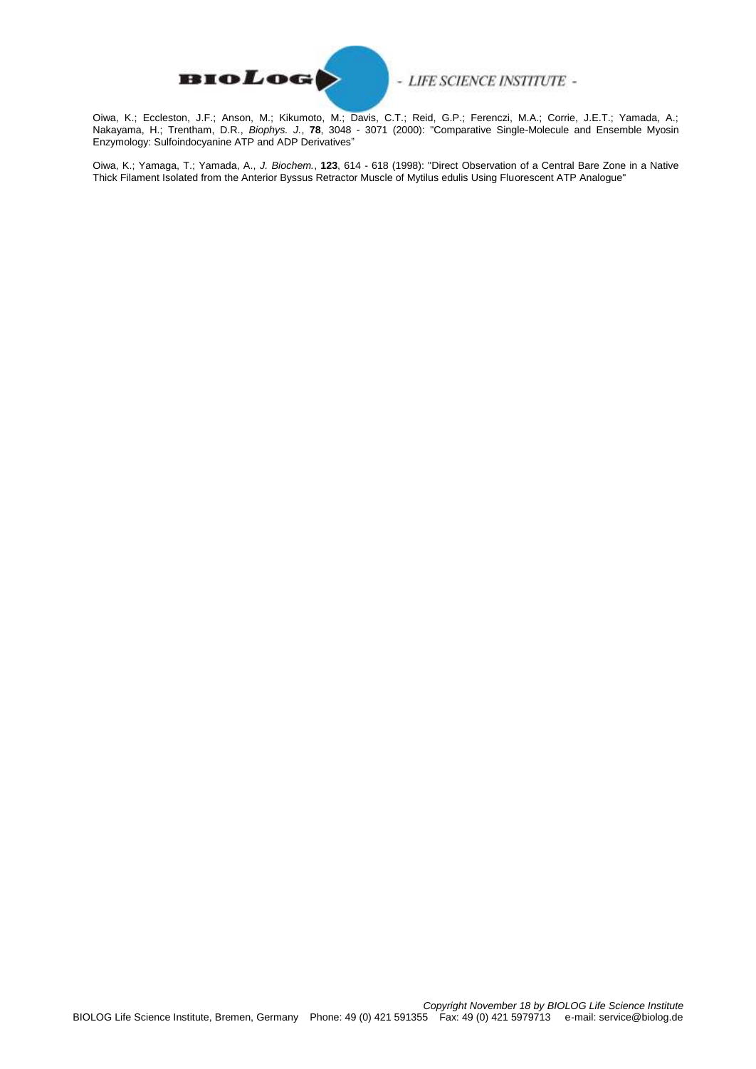Oiwa, K.; Eccleston, J.F.; Anson, M.; Kikumoto, M.; Davis, C.T.; Reid, G.P.; Ferenczi, M.A.; Corrie, J.E.T.; Yamada, A.; Nakayama, H.; Trentham, D.R., *Biophys. J.*, **78**, 3048 - 3071 (2000): "Comparative Single-Molecule and Ensemble Myosin Enzymology: Sulfoindocyanine ATP and ADP Derivatives"

Oiwa, K.; Yamaga, T.; Yamada, A., *J. Biochem.*, **123**, 614 - 618 (1998): "Direct Observation of a Central Bare Zone in a Native Thick Filament Isolated from the Anterior Byssus Retractor Muscle of Mytilus edulis Using Fluorescent ATP Analogue"